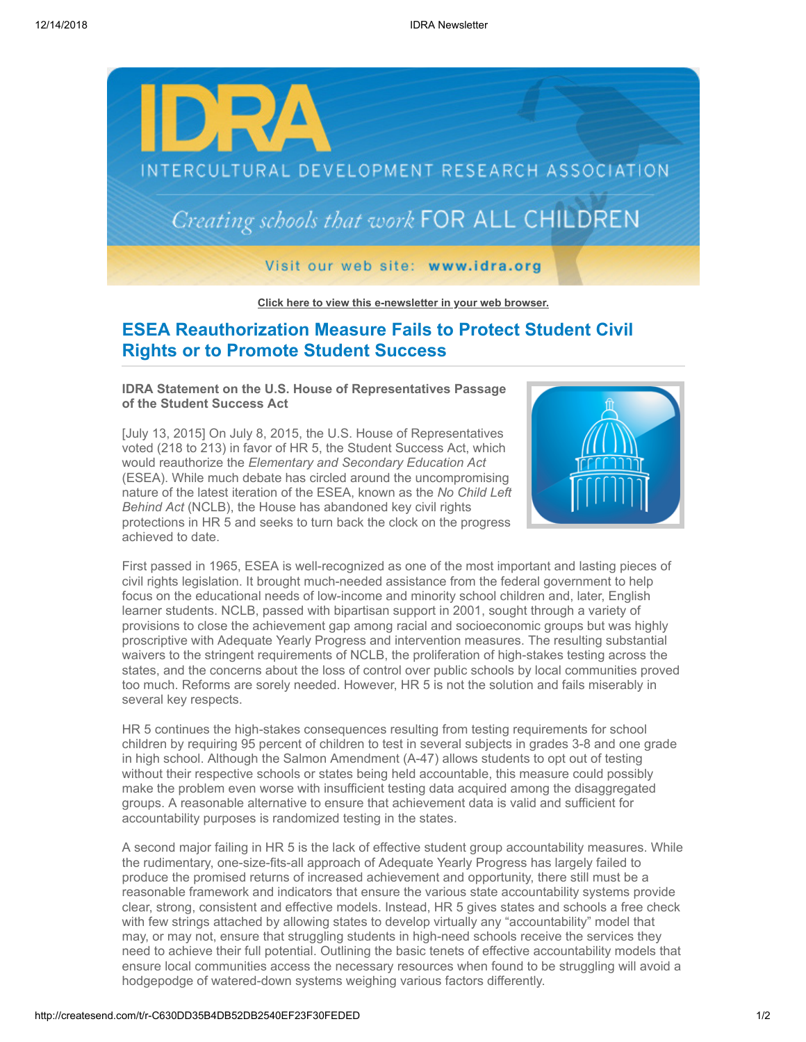Click here to view this e-newsletter in your web browser.

## ESEA Reauthorization Measure Fails to Protect Student Civil Rights or to Promote Student Success

**IDRA Statement on the U.S. House of Representatives Passage of the Student Success Act**

[July 13, 2015] On July 8, 2015, the U.S. House of Representatives voted (218 to 213) in favor of HR 5, the Student Success Act, which would reauthorize the *Elementary and Secondary Education Act* (ESEA). While much debate has circled around the uncompromising nature of the latest iteration of the ESEA, known as the *No Child Left Behind Act* (NCLB), the House has abandoned key civil rights protections in HR 5 and seeks to turn back the clock on the progress achieved to date.

First passed in 1965, ESEA is well-recognized as one of the most important and lasting pieces of civil rights legislation. It brought much-needed assistance from the federal government to help focus on the educational needs of low-income and minority school children and, later, English learner students. NCLB, passed with bipartisan support in 2001, sought through a variety of provisions to close the achievement gap among racial and socioeconomic groups but was highly proscriptive with Adequate Yearly Progress and intervention measures. The resulting substantial waivers to the stringent requirements of NCLB, the proliferation of high-stakes testing across the states, and the concerns about the loss of control over public schools by local communities proved too much. Reforms are sorely needed. However, HR 5 is not the solution and fails miserably in several key respects.

HR 5 continues the high-stakes consequences resulting from testing requirements for school children by requiring 95 percent of children to test in several subjects in grades 3-8 and one grade in high school. Although the Salmon Amendment (A-47) allows students to opt out of testing without their respective schools or states being held accountable, this measure could possibly make the problem even worse with insufficient testing data acquired among the disaggregated groups. A reasonable alternative to ensure that achievement data is valid and sufficient for accountability purposes is randomized testing in the states.

A second major failing in HR 5 is the lack of effective student group accountability measures. While the rudimentary, one-size-fits-all approach of Adequate Yearly Progress has largely failed to produce the promised returns of increased achievement and opportunity, there still must be a reasonable framework and indicators that ensure the various state accountability systems provide clear, strong, consistent and effective models. Instead, HR 5 gives states and schools a free check with few strings attached by allowing states to develop virtually any "accountability" model that may, or may not, ensure that struggling students in high-need schools receive the services they need to achieve their full potential. Outlining the basic tenets of effective accountability models that ensure local communities access the necessary resources when found to be struggling will avoid a hodgepodge of watered-down systems weighing various factors differently.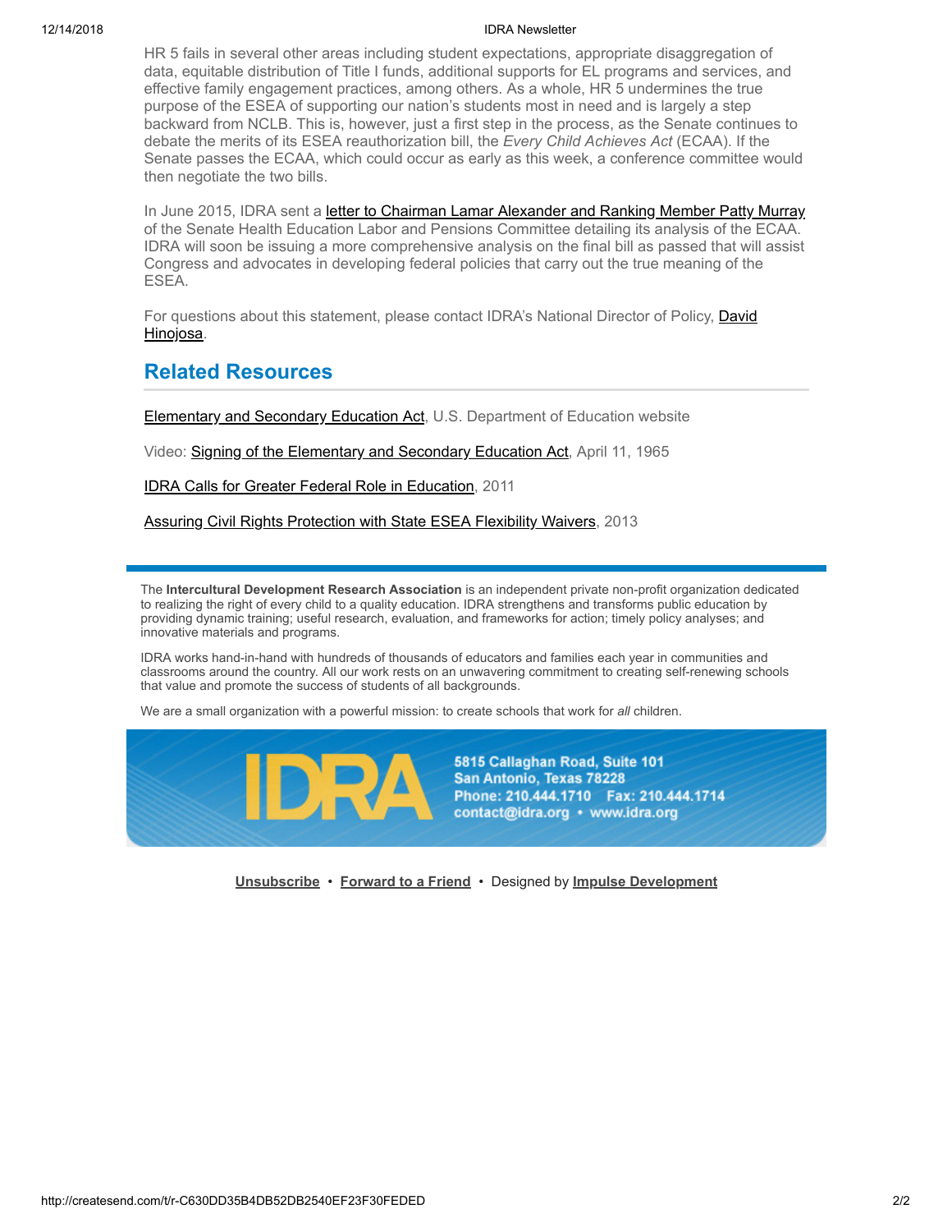HR 5 fails in several other areas including student expectations, appropriate disaggregation of data, equitable distribution of Title I funds, additional supports for EL programs and services, and effective family engagement practices, among others. As a whole, HR 5 undermines the true purpose of the ESEA of supporting our nation's students most in need and is largely a step backward from NCLB. This is, however, just a first step in the process, as the Senate continues to debate the merits of its ESEA reauthorization bill, the *Every Child Achieves Act* (ECAA). If the Senate passes the ECAA, which could occur as early as this week, a conference committee would then negotiate the two bills.

In June 2015, IDRA sent a letter to Chairman Lamar Alexander and Ranking Member Patty Murray of the Senate Health Education Labor and Pensions Committee detailing its analysis of the ECAA. IDRA will soon be issuing a more comprehensive analysis on the final bill as passed that will assist Congress and advocates in developing federal policies that carry out the true meaning of the ESEA.

For questions about this statement, please contact IDRA's National Director of Policy, David Hinojosa.

## Related Resources

Elementary and Secondary Education Act, U.S. Department of Education website

Video: Signing of the Elementary and Secondary Education Act, April 11, 1965

IDRA Calls for Greater Federal Role in Education, 2011

Assuring Civil Rights Protection with State ESEA Flexibility Waivers, 2013

The **Intercultural Development Research Association** is an independent private non-profit organization dedicated to realizing the right of every child to a quality education. IDRA strengthens and transforms public education by providing dynamic training; useful research, evaluation, and frameworks for action; timely policy analyses; and innovative materials and programs.

IDRA works hand-in-hand with hundreds of thousands of educators and families each year in communities and classrooms around the country. All our work rests on an unwavering commitment to creating self-renewing schools that value and promote the success of students of all backgrounds.

We are a small organization with a powerful mission: to create schools that work for *all* children.

IDRA

5815 Callaghan Road, Suite 101
San Antonio, Texas 78228
Phone: 210.444.1710 Fax: 210.444.1714
contact@idra.org • www.idra.org

Unsubscribe • Forward to a Friend • Designed by Impulse Development